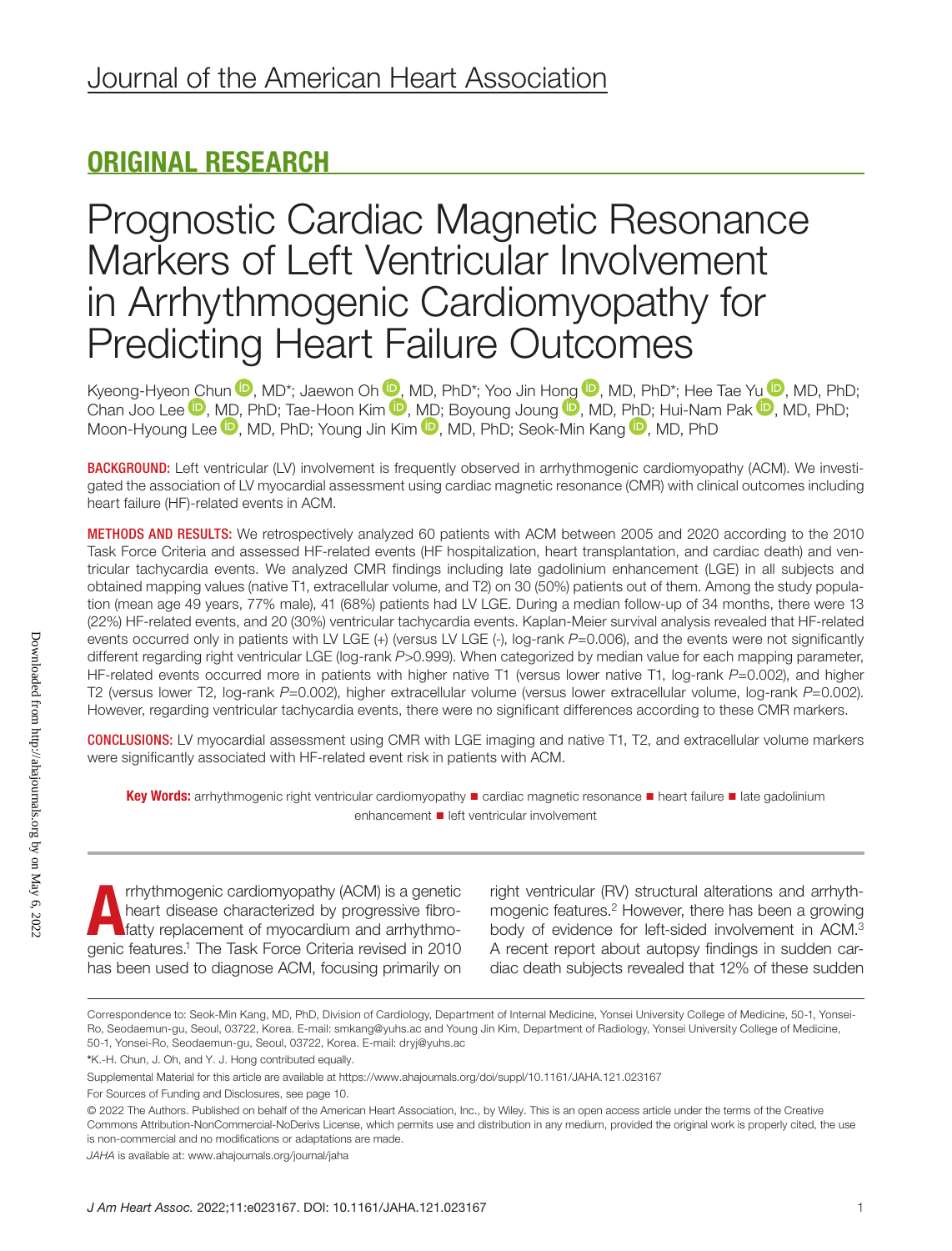Journal of the American Heart Association

## ORIGINAL RESEARCH

# Prognostic Cardiac Magnetic Resonance Markers of Left Ventricular Involvement in Arrhythmogenic Cardiomyopathy for Predicting Heart Failure Outcomes

Kyeong-Hyeon Chun, MD*; Jaewon Oh, MD, PhD*; Yoo Jin Hong, MD, PhD*; Hee Tae Yu, MD, PhD; Chan Joo Lee, MD, PhD; Tae-Hoon Kim, MD; Boyoung Joung, MD, PhD; Hui-Nam Pak, MD, PhD; Moon-Hyoung Lee, MD, PhD; Young Jin Kim, MD, PhD; Seok-Min Kang, MD, PhD

**BACKGROUND:** Left ventricular (LV) involvement is frequently observed in arrhythmogenic cardiomyopathy (ACM). We investigated the association of LV myocardial assessment using cardiac magnetic resonance (CMR) with clinical outcomes including heart failure (HF)-related events in ACM.

**METHODS AND RESULTS:** We retrospectively analyzed 60 patients with ACM between 2005 and 2020 according to the 2010 Task Force Criteria and assessed HF-related events (HF hospitalization, heart transplantation, and cardiac death) and ventricular tachycardia events. We analyzed CMR findings including late gadolinium enhancement (LGE) in all subjects and obtained mapping values (native T1, extracellular volume, and T2) on 30 (50%) patients out of them. Among the study population (mean age 49 years, 77% male), 41 (68%) patients had LV LGE. During a median follow-up of 34 months, there were 13 (22%) HF-related events, and 20 (30%) ventricular tachycardia events. Kaplan-Meier survival analysis revealed that HF-related events occurred only in patients with LV LGE (+) (versus LV LGE (-), log-rank $P$=0.006), and the events were not significantly different regarding right ventricular LGE (log-rank $P$>0.999). When categorized by median value for each mapping parameter, HF-related events occurred more in patients with higher native T1 (versus lower native T1, log-rank $P$=0.002), and higher T2 (versus lower T2, log-rank $P$=0.002), higher extracellular volume (versus lower extracellular volume, log-rank $P$=0.002). However, regarding ventricular tachycardia events, there were no significant differences according to these CMR markers.

**CONCLUSIONS:** LV myocardial assessment using CMR with LGE imaging and native T1, T2, and extracellular volume markers were significantly associated with HF-related event risk in patients with ACM.

**Key Words:** arrhythmogenic right ventricular cardiomyopathy ■ cardiac magnetic resonance ■ heart failure ■ late gadolinium enhancement ■ left ventricular involvement

Arrhythmogenic cardiomyopathy (ACM) is a genetic heart disease characterized by progressive fibrofatty replacement of myocardium and arrhythmogenic features.[1] The Task Force Criteria revised in 2010 has been used to diagnose ACM, focusing primarily on right ventricular (RV) structural alterations and arrhythmogenic features.[2] However, there has been a growing body of evidence for left-sided involvement in ACM.[3] A recent report about autopsy findings in sudden cardiac death subjects revealed that 12% of these sudden

Correspondence to: Seok-Min Kang, MD, PhD, Division of Cardiology, Department of Internal Medicine, Yonsei University College of Medicine, 50-1, Yonsei-Ro, Seodaemun-gu, Seoul, 03722, Korea. E-mail: smkang@yuhs.ac and Young Jin Kim, Department of Radiology, Yonsei University College of Medicine, 50-1, Yonsei-Ro, Seodaemun-gu, Seoul, 03722, Korea. E-mail: dryj@yuhs.ac

*K.-H. Chun, J. Oh, and Y. J. Hong contributed equally.

Supplemental Material for this article are available at https://www.ahajournals.org/doi/suppl/10.1161/JAHA.121.023167

For Sources of Funding and Disclosures, see page 10.

© 2022 The Authors. Published on behalf of the American Heart Association, Inc., by Wiley. This is an open access article under the terms of the Creative Commons Attribution-NonCommercial-NoDerivs License, which permits use and distribution in any medium, provided the original work is properly cited, the use is non-commercial and no modifications or adaptations are made.

*JAHA* is available at: www.ahajournals.org/journal/jaha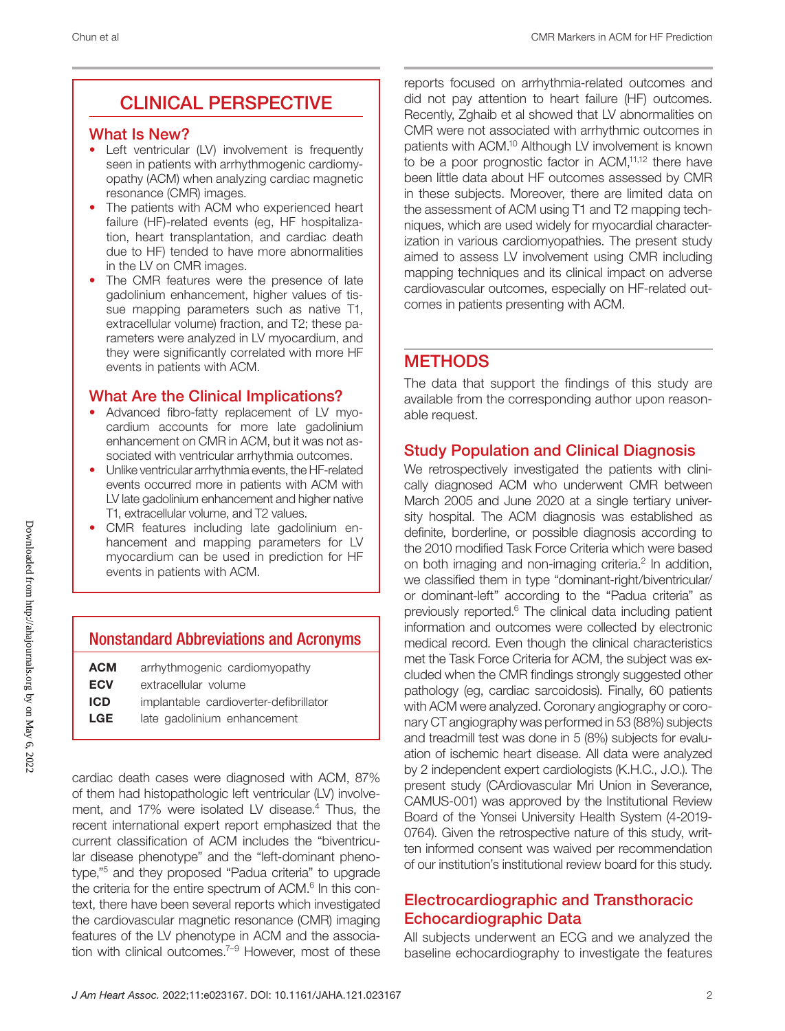## CLINICAL PERSPECTIVE

### What Is New?

- Left ventricular (LV) involvement is frequently seen in patients with arrhythmogenic cardiomyopathy (ACM) when analyzing cardiac magnetic resonance (CMR) images.
- The patients with ACM who experienced heart failure (HF)-related events (eg, HF hospitalization, heart transplantation, and cardiac death due to HF) tended to have more abnormalities in the LV on CMR images.
- The CMR features were the presence of late gadolinium enhancement, higher values of tissue mapping parameters such as native T1, extracellular volume) fraction, and T2; these parameters were analyzed in LV myocardium, and they were significantly correlated with more HF events in patients with ACM.

### What Are the Clinical Implications?

- Advanced fibro-fatty replacement of LV myocardium accounts for more late gadolinium enhancement on CMR in ACM, but it was not associated with ventricular arrhythmia outcomes.
- Unlike ventricular arrhythmia events, the HF-related events occurred more in patients with ACM with LV late gadolinium enhancement and higher native T1, extracellular volume, and T2 values.
- CMR features including late gadolinium enhancement and mapping parameters for LV myocardium can be used in prediction for HF events in patients with ACM.

### Nonstandard Abbreviations and Acronyms

| | |
|---|---|
| **ACM** | arrhythmogenic cardiomyopathy |
| **ECV** | extracellular volume |
| **ICD** | implantable cardioverter-defibrillator |
| **LGE** | late gadolinium enhancement |

cardiac death cases were diagnosed with ACM, 87% of them had histopathologic left ventricular (LV) involvement, and 17% were isolated LV disease.[4] Thus, the recent international expert report emphasized that the current classification of ACM includes the "biventricular disease phenotype" and the "left-dominant phenotype,"[5] and they proposed "Padua criteria" to upgrade the criteria for the entire spectrum of ACM.[6] In this context, there have been several reports which investigated the cardiovascular magnetic resonance (CMR) imaging features of the LV phenotype in ACM and the association with clinical outcomes.[7–9] However, most of these reports focused on arrhythmia-related outcomes and did not pay attention to heart failure (HF) outcomes. Recently, Zghaib et al showed that LV abnormalities on CMR were not associated with arrhythmic outcomes in patients with ACM.[10] Although LV involvement is known to be a poor prognostic factor in ACM,[11,12] there have been little data about HF outcomes assessed by CMR in these subjects. Moreover, there are limited data on the assessment of ACM using T1 and T2 mapping techniques, which are used widely for myocardial characterization in various cardiomyopathies. The present study aimed to assess LV involvement using CMR including mapping techniques and its clinical impact on adverse cardiovascular outcomes, especially on HF-related outcomes in patients presenting with ACM.

## METHODS

The data that support the findings of this study are available from the corresponding author upon reasonable request.

### Study Population and Clinical Diagnosis

We retrospectively investigated the patients with clinically diagnosed ACM who underwent CMR between March 2005 and June 2020 at a single tertiary university hospital. The ACM diagnosis was established as definite, borderline, or possible diagnosis according to the 2010 modified Task Force Criteria which were based on both imaging and non-imaging criteria.[2] In addition, we classified them in type "dominant-right/biventricular/or dominant-left" according to the "Padua criteria" as previously reported.[6] The clinical data including patient information and outcomes were collected by electronic medical record. Even though the clinical characteristics met the Task Force Criteria for ACM, the subject was excluded when the CMR findings strongly suggested other pathology (eg, cardiac sarcoidosis). Finally, 60 patients with ACM were analyzed. Coronary angiography or coronary CT angiography was performed in 53 (88%) subjects and treadmill test was done in 5 (8%) subjects for evaluation of ischemic heart disease. All data were analyzed by 2 independent expert cardiologists (K.H.C., J.O.). The present study (CArdiovascular Mri Union in Severance, CAMUS-001) was approved by the Institutional Review Board of the Yonsei University Health System (4-2019-0764). Given the retrospective nature of this study, written informed consent was waived per recommendation of our institution's institutional review board for this study.

### Electrocardiographic and Transthoracic Echocardiographic Data

All subjects underwent an ECG and we analyzed the baseline echocardiography to investigate the features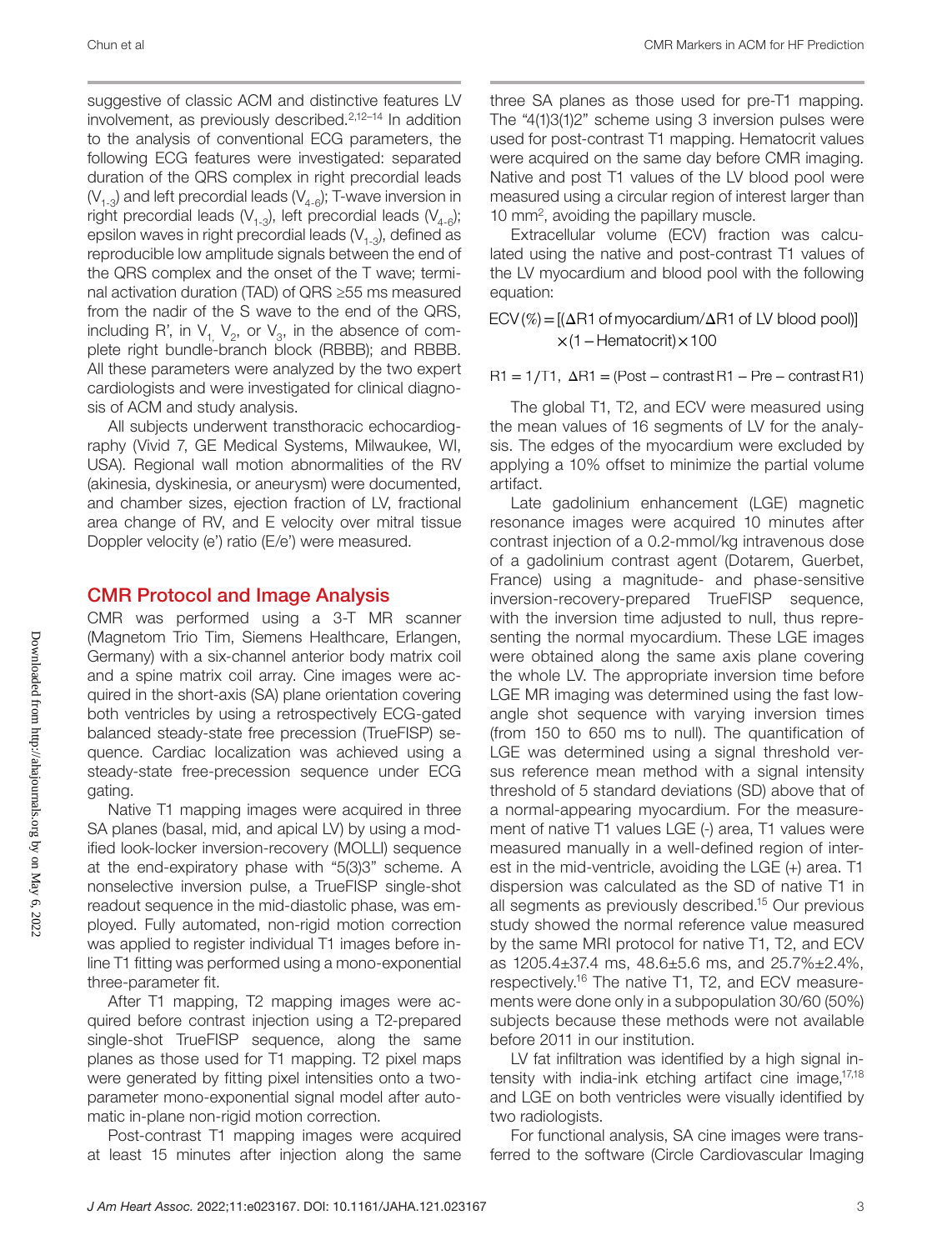suggestive of classic ACM and distinctive features LV involvement, as previously described.[2,12–14] In addition to the analysis of conventional ECG parameters, the following ECG features were investigated: separated duration of the QRS complex in right precordial leads ($V_{1-3}$) and left precordial leads ($V_{4-6}$); T-wave inversion in right precordial leads ($V_{1-3}$), left precordial leads ($V_{4-6}$); epsilon waves in right precordial leads ($V_{1-3}$), defined as reproducible low amplitude signals between the end of the QRS complex and the onset of the T wave; terminal activation duration (TAD) of QRS ≥55 ms measured from the nadir of the S wave to the end of the QRS, including R', in $V_1$, $V_2$, or $V_3$, in the absence of complete right bundle-branch block (RBBB); and RBBB. All these parameters were analyzed by the two expert cardiologists and were investigated for clinical diagnosis of ACM and study analysis.

All subjects underwent transthoracic echocardiography (Vivid 7, GE Medical Systems, Milwaukee, WI, USA). Regional wall motion abnormalities of the RV (akinesia, dyskinesia, or aneurysm) were documented, and chamber sizes, ejection fraction of LV, fractional area change of RV, and E velocity over mitral tissue Doppler velocity (e') ratio (E/e') were measured.

## CMR Protocol and Image Analysis

CMR was performed using a 3-T MR scanner (Magnetom Trio Tim, Siemens Healthcare, Erlangen, Germany) with a six-channel anterior body matrix coil and a spine matrix coil array. Cine images were acquired in the short-axis (SA) plane orientation covering both ventricles by using a retrospectively ECG-gated balanced steady-state free precession (TrueFISP) sequence. Cardiac localization was achieved using a steady-state free-precession sequence under ECG gating.

Native T1 mapping images were acquired in three SA planes (basal, mid, and apical LV) by using a modified look-locker inversion-recovery (MOLLI) sequence at the end-expiratory phase with "5(3)3" scheme. A nonselective inversion pulse, a TrueFISP single-shot readout sequence in the mid-diastolic phase, was employed. Fully automated, non-rigid motion correction was applied to register individual T1 images before inline T1 fitting was performed using a mono-exponential three-parameter fit.

After T1 mapping, T2 mapping images were acquired before contrast injection using a T2-prepared single-shot TrueFISP sequence, along the same planes as those used for T1 mapping. T2 pixel maps were generated by fitting pixel intensities onto a two-parameter mono-exponential signal model after automatic in-plane non-rigid motion correction.

Post-contrast T1 mapping images were acquired at least 15 minutes after injection along the same three SA planes as those used for pre-T1 mapping. The "4(1)3(1)2" scheme using 3 inversion pulses were used for post-contrast T1 mapping. Hematocrit values were acquired on the same day before CMR imaging. Native and post T1 values of the LV blood pool were measured using a circular region of interest larger than 10 mm², avoiding the papillary muscle.

Extracellular volume (ECV) fraction was calculated using the native and post-contrast T1 values of the LV myocardium and blood pool with the following equation:

$$\mathrm{ECV}(\%) = [(\Delta \mathrm{R1\ of\ myocardium} / \Delta \mathrm{R1\ of\ LV\ blood\ pool})] \times (1 - \mathrm{Hematocrit}) \times 100$$

$$\mathrm{R1} = 1/\mathrm{T1},\ \Delta \mathrm{R1} = (\mathrm{Post-contrast\ R1} - \mathrm{Pre-contrast\ R1})$$

The global T1, T2, and ECV were measured using the mean values of 16 segments of LV for the analysis. The edges of the myocardium were excluded by applying a 10% offset to minimize the partial volume artifact.

Late gadolinium enhancement (LGE) magnetic resonance images were acquired 10 minutes after contrast injection of a 0.2-mmol/kg intravenous dose of a gadolinium contrast agent (Dotarem, Guerbet, France) using a magnitude- and phase-sensitive inversion-recovery-prepared TrueFISP sequence, with the inversion time adjusted to null, thus representing the normal myocardium. These LGE images were obtained along the same axis plane covering the whole LV. The appropriate inversion time before LGE MR imaging was determined using the fast low-angle shot sequence with varying inversion times (from 150 to 650 ms to null). The quantification of LGE was determined using a signal threshold versus reference mean method with a signal intensity threshold of 5 standard deviations (SD) above that of a normal-appearing myocardium. For the measurement of native T1 values LGE (-) area, T1 values were measured manually in a well-defined region of interest in the mid-ventricle, avoiding the LGE (+) area. T1 dispersion was calculated as the SD of native T1 in all segments as previously described.[15] Our previous study showed the normal reference value measured by the same MRI protocol for native T1, T2, and ECV as 1205.4±37.4 ms, 48.6±5.6 ms, and 25.7%±2.4%, respectively.[16] The native T1, T2, and ECV measurements were done only in a subpopulation 30/60 (50%) subjects because these methods were not available before 2011 in our institution.

LV fat infiltration was identified by a high signal intensity with india-ink etching artifact cine image,[17,18] and LGE on both ventricles were visually identified by two radiologists.

For functional analysis, SA cine images were transferred to the software (Circle Cardiovascular Imaging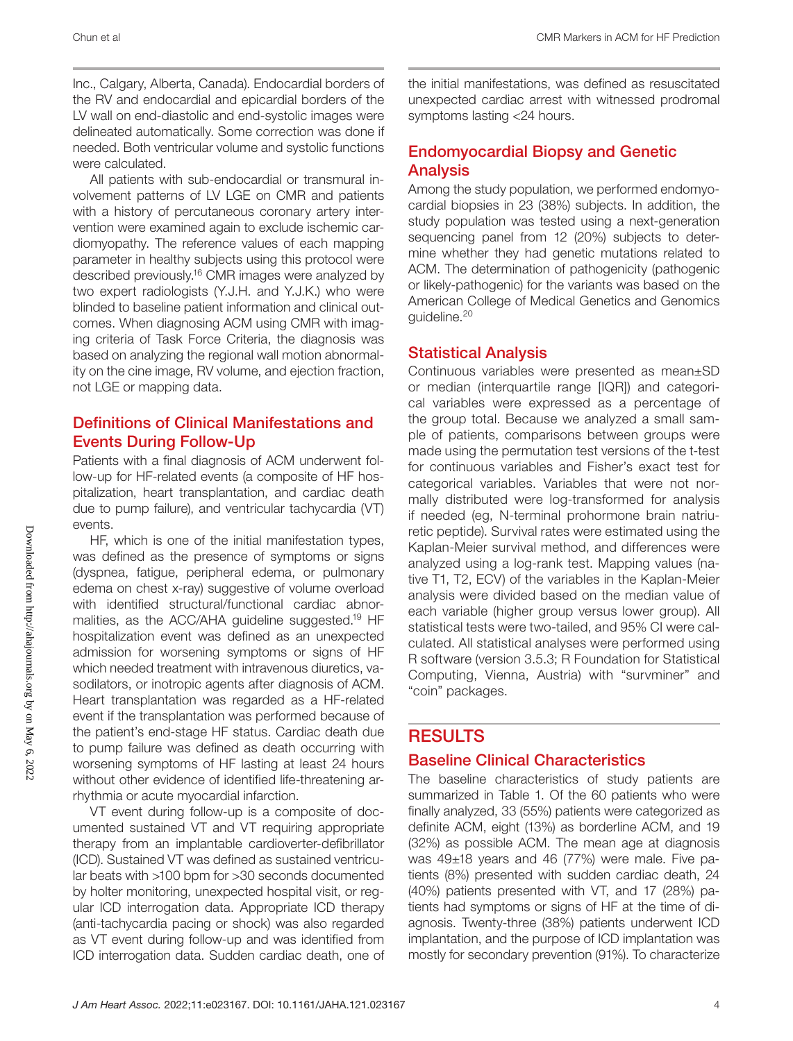Inc., Calgary, Alberta, Canada). Endocardial borders of the RV and endocardial and epicardial borders of the LV wall on end-diastolic and end-systolic images were delineated automatically. Some correction was done if needed. Both ventricular volume and systolic functions were calculated.

All patients with sub-endocardial or transmural involvement patterns of LV LGE on CMR and patients with a history of percutaneous coronary artery intervention were examined again to exclude ischemic cardiomyopathy. The reference values of each mapping parameter in healthy subjects using this protocol were described previously.[16] CMR images were analyzed by two expert radiologists (Y.J.H. and Y.J.K.) who were blinded to baseline patient information and clinical outcomes. When diagnosing ACM using CMR with imaging criteria of Task Force Criteria, the diagnosis was based on analyzing the regional wall motion abnormality on the cine image, RV volume, and ejection fraction, not LGE or mapping data.

## Definitions of Clinical Manifestations and Events During Follow-Up

Patients with a final diagnosis of ACM underwent follow-up for HF-related events (a composite of HF hospitalization, heart transplantation, and cardiac death due to pump failure), and ventricular tachycardia (VT) events.

HF, which is one of the initial manifestation types, was defined as the presence of symptoms or signs (dyspnea, fatigue, peripheral edema, or pulmonary edema on chest x-ray) suggestive of volume overload with identified structural/functional cardiac abnormalities, as the ACC/AHA guideline suggested.[19] HF hospitalization event was defined as an unexpected admission for worsening symptoms or signs of HF which needed treatment with intravenous diuretics, vasodilators, or inotropic agents after diagnosis of ACM. Heart transplantation was regarded as a HF-related event if the transplantation was performed because of the patient's end-stage HF status. Cardiac death due to pump failure was defined as death occurring with worsening symptoms of HF lasting at least 24 hours without other evidence of identified life-threatening arrhythmia or acute myocardial infarction.

VT event during follow-up is a composite of documented sustained VT and VT requiring appropriate therapy from an implantable cardioverter-defibrillator (ICD). Sustained VT was defined as sustained ventricular beats with >100 bpm for >30 seconds documented by holter monitoring, unexpected hospital visit, or regular ICD interrogation data. Appropriate ICD therapy (anti-tachycardia pacing or shock) was also regarded as VT event during follow-up and was identified from ICD interrogation data. Sudden cardiac death, one of the initial manifestations, was defined as resuscitated unexpected cardiac arrest with witnessed prodromal symptoms lasting <24 hours.

## Endomyocardial Biopsy and Genetic Analysis

Among the study population, we performed endomyocardial biopsies in 23 (38%) subjects. In addition, the study population was tested using a next-generation sequencing panel from 12 (20%) subjects to determine whether they had genetic mutations related to ACM. The determination of pathogenicity (pathogenic or likely-pathogenic) for the variants was based on the American College of Medical Genetics and Genomics guideline.[20]

## Statistical Analysis

Continuous variables were presented as mean±SD or median (interquartile range [IQR]) and categorical variables were expressed as a percentage of the group total. Because we analyzed a small sample of patients, comparisons between groups were made using the permutation test versions of the t-test for continuous variables and Fisher's exact test for categorical variables. Variables that were not normally distributed were log-transformed for analysis if needed (eg, N-terminal prohormone brain natriuretic peptide). Survival rates were estimated using the Kaplan-Meier survival method, and differences were analyzed using a log-rank test. Mapping values (native T1, T2, ECV) of the variables in the Kaplan-Meier analysis were divided based on the median value of each variable (higher group versus lower group). All statistical tests were two-tailed, and 95% CI were calculated. All statistical analyses were performed using R software (version 3.5.3; R Foundation for Statistical Computing, Vienna, Austria) with "survminer" and "coin" packages.

# RESULTS

## Baseline Clinical Characteristics

The baseline characteristics of study patients are summarized in Table 1. Of the 60 patients who were finally analyzed, 33 (55%) patients were categorized as definite ACM, eight (13%) as borderline ACM, and 19 (32%) as possible ACM. The mean age at diagnosis was 49±18 years and 46 (77%) were male. Five patients (8%) presented with sudden cardiac death, 24 (40%) patients presented with VT, and 17 (28%) patients had symptoms or signs of HF at the time of diagnosis. Twenty-three (38%) patients underwent ICD implantation, and the purpose of ICD implantation was mostly for secondary prevention (91%). To characterize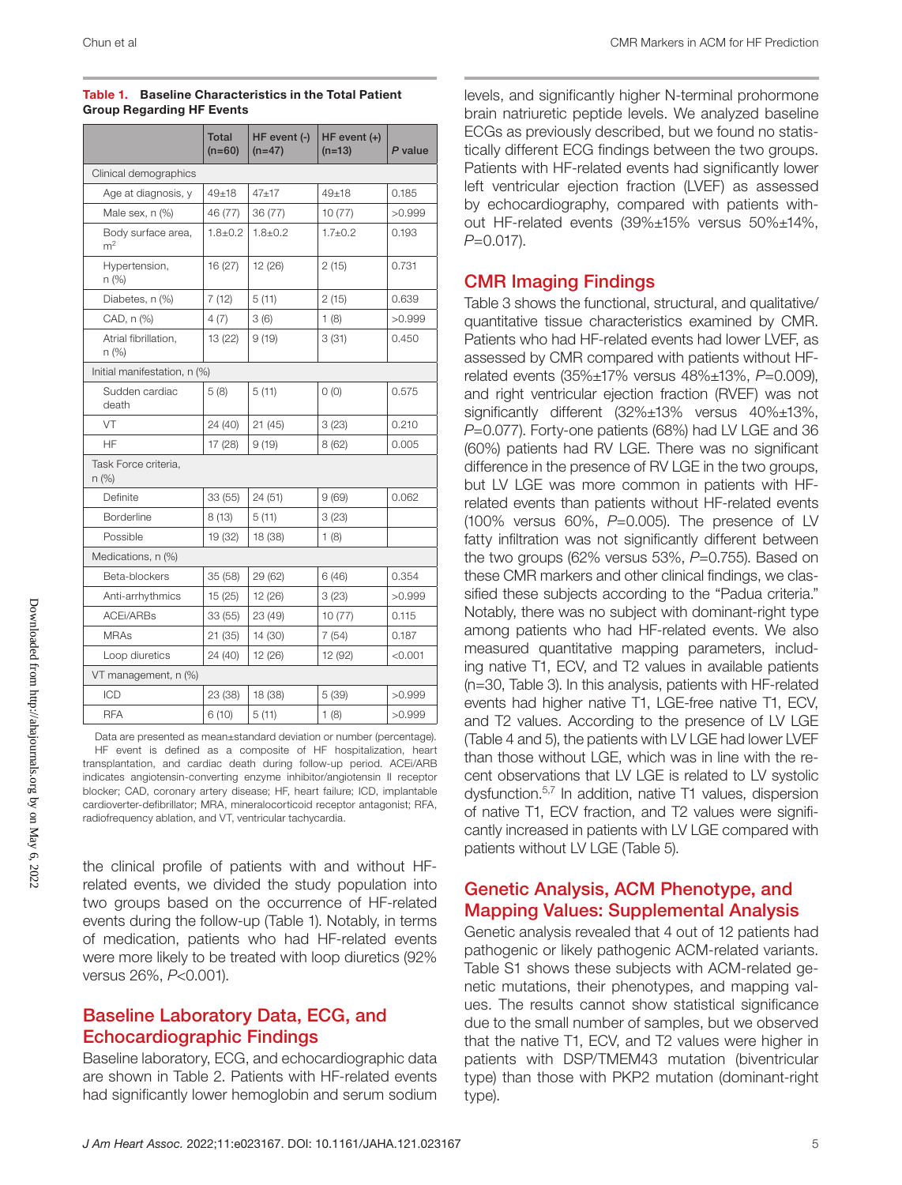**Table 1. Baseline Characteristics in the Total Patient Group Regarding HF Events**

| | Total (n=60) | HF event (-) (n=47) | HF event (+) (n=13) | *P* value |
|---|---|---|---|---|
| Clinical demographics | | | | |
| Age at diagnosis, y | 49±18 | 47±17 | 49±18 | 0.185 |
| Male sex, n (%) | 46 (77) | 36 (77) | 10 (77) | >0.999 |
| Body surface area, $m^2$ | 1.8±0.2 | 1.8±0.2 | 1.7±0.2 | 0.193 |
| Hypertension, n (%) | 16 (27) | 12 (26) | 2 (15) | 0.731 |
| Diabetes, n (%) | 7 (12) | 5 (11) | 2 (15) | 0.639 |
| CAD, n (%) | 4 (7) | 3 (6) | 1 (8) | >0.999 |
| Atrial fibrillation, n (%) | 13 (22) | 9 (19) | 3 (31) | 0.450 |
| Initial manifestation, n (%) | | | | |
| Sudden cardiac death | 5 (8) | 5 (11) | 0 (0) | 0.575 |
| VT | 24 (40) | 21 (45) | 3 (23) | 0.210 |
| HF | 17 (28) | 9 (19) | 8 (62) | 0.005 |
| Task Force criteria, n (%) | | | | |
| Definite | 33 (55) | 24 (51) | 9 (69) | 0.062 |
| Borderline | 8 (13) | 5 (11) | 3 (23) | |
| Possible | 19 (32) | 18 (38) | 1 (8) | |
| Medications, n (%) | | | | |
| Beta-blockers | 35 (58) | 29 (62) | 6 (46) | 0.354 |
| Anti-arrhythmics | 15 (25) | 12 (26) | 3 (23) | >0.999 |
| ACEi/ARBs | 33 (55) | 23 (49) | 10 (77) | 0.115 |
| MRAs | 21 (35) | 14 (30) | 7 (54) | 0.187 |
| Loop diuretics | 24 (40) | 12 (26) | 12 (92) | <0.001 |
| VT management, n (%) | | | | |
| ICD | 23 (38) | 18 (38) | 5 (39) | >0.999 |
| RFA | 6 (10) | 5 (11) | 1 (8) | >0.999 |

Data are presented as mean±standard deviation or number (percentage). HF event is defined as a composite of HF hospitalization, heart transplantation, and cardiac death during follow-up period. ACEi/ARB indicates angiotensin-converting enzyme inhibitor/angiotensin II receptor blocker; CAD, coronary artery disease; HF, heart failure; ICD, implantable cardioverter-defibrillator; MRA, mineralocorticoid receptor antagonist; RFA, radiofrequency ablation, and VT, ventricular tachycardia.

the clinical profile of patients with and without HF-related events, we divided the study population into two groups based on the occurrence of HF-related events during the follow-up (Table 1). Notably, in terms of medication, patients who had HF-related events were more likely to be treated with loop diuretics (92% versus 26%, *P*<0.001).

## Baseline Laboratory Data, ECG, and Echocardiographic Findings

Baseline laboratory, ECG, and echocardiographic data are shown in Table 2. Patients with HF-related events had significantly lower hemoglobin and serum sodium levels, and significantly higher N-terminal prohormone brain natriuretic peptide levels. We analyzed baseline ECGs as previously described, but we found no statistically different ECG findings between the two groups. Patients with HF-related events had significantly lower left ventricular ejection fraction (LVEF) as assessed by echocardiography, compared with patients without HF-related events (39%±15% versus 50%±14%, *P*=0.017).

## CMR Imaging Findings

Table 3 shows the functional, structural, and qualitative/quantitative tissue characteristics examined by CMR. Patients who had HF-related events had lower LVEF, as assessed by CMR compared with patients without HF-related events (35%±17% versus 48%±13%, *P*=0.009), and right ventricular ejection fraction (RVEF) was not significantly different (32%±13% versus 40%±13%, *P*=0.077). Forty-one patients (68%) had LV LGE and 36 (60%) patients had RV LGE. There was no significant difference in the presence of RV LGE in the two groups, but LV LGE was more common in patients with HF-related events than patients without HF-related events (100% versus 60%, *P*=0.005). The presence of LV fatty infiltration was not significantly different between the two groups (62% versus 53%, *P*=0.755). Based on these CMR markers and other clinical findings, we classified these subjects according to the "Padua criteria." Notably, there was no subject with dominant-right type among patients who had HF-related events. We also measured quantitative mapping parameters, including native T1, ECV, and T2 values in available patients (n=30, Table 3). In this analysis, patients with HF-related events had higher native T1, LGE-free native T1, ECV, and T2 values. According to the presence of LV LGE (Table 4 and 5), the patients with LV LGE had lower LVEF than those without LGE, which was in line with the recent observations that LV LGE is related to LV systolic dysfunction.[5,7] In addition, native T1 values, dispersion of native T1, ECV fraction, and T2 values were significantly increased in patients with LV LGE compared with patients without LV LGE (Table 5).

## Genetic Analysis, ACM Phenotype, and Mapping Values: Supplemental Analysis

Genetic analysis revealed that 4 out of 12 patients had pathogenic or likely pathogenic ACM-related variants. Table S1 shows these subjects with ACM-related genetic mutations, their phenotypes, and mapping values. The results cannot show statistical significance due to the small number of samples, but we observed that the native T1, ECV, and T2 values were higher in patients with DSP/TMEM43 mutation (biventricular type) than those with PKP2 mutation (dominant-right type).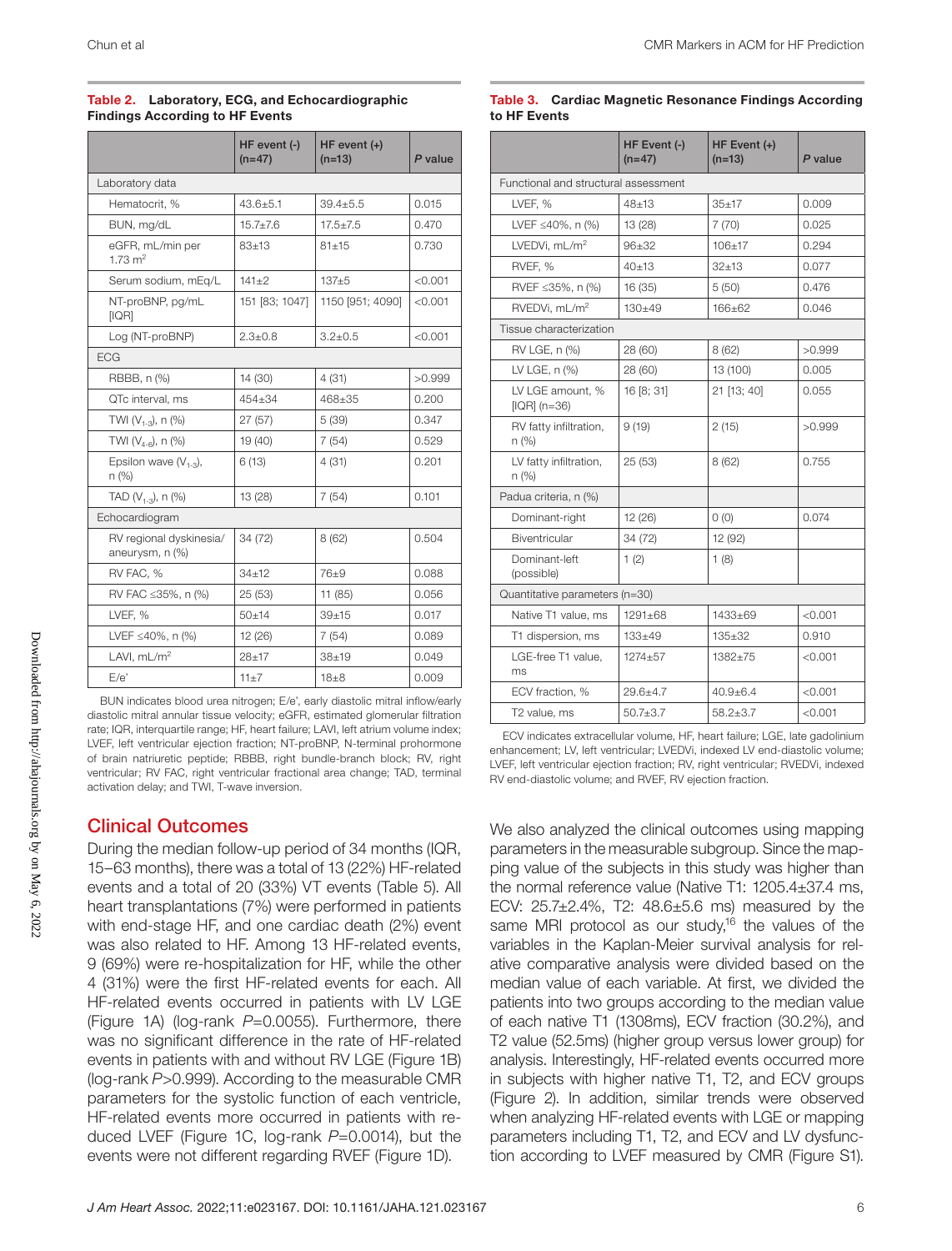**Table 2. Laboratory, ECG, and Echocardiographic Findings According to HF Events**

| | HF event (-) (n=47) | HF event (+) (n=13) | *P* value |
|---|---|---|---|
| Laboratory data | | | |
| Hematocrit, % | 43.6±5.1 | 39.4±5.5 | 0.015 |
| BUN, mg/dL | 15.7±7.6 | 17.5±7.5 | 0.470 |
| eGFR, mL/min per 1.73 $m^2$ | 83±13 | 81±15 | 0.730 |
| Serum sodium, mEq/L | 141±2 | 137±5 | <0.001 |
| NT-proBNP, pg/mL [IQR] | 151 [83; 1047] | 1150 [951; 4090] | <0.001 |
| Log (NT-proBNP) | 2.3±0.8 | 3.2±0.5 | <0.001 |
| ECG | | | |
| RBBB, n (%) | 14 (30) | 4 (31) | >0.999 |
| QTc interval, ms | 454±34 | 468±35 | 0.200 |
| TWI ($V_{1-3}$), n (%) | 27 (57) | 5 (39) | 0.347 |
| TWI ($V_{4-6}$), n (%) | 19 (40) | 7 (54) | 0.529 |
| Epsilon wave ($V_{1-3}$), n (%) | 6 (13) | 4 (31) | 0.201 |
| TAD ($V_{1-3}$), n (%) | 13 (28) | 7 (54) | 0.101 |
| Echocardiogram | | | |
| RV regional dyskinesia/aneurysm, n (%) | 34 (72) | 8 (62) | 0.504 |
| RV FAC, % | 34±12 | 76±9 | 0.088 |
| RV FAC ≤35%, n (%) | 25 (53) | 11 (85) | 0.056 |
| LVEF, % | 50±14 | 39±15 | 0.017 |
| LVEF ≤40%, n (%) | 12 (26) | 7 (54) | 0.089 |
| LAVI, mL/$m^2$ | 28±17 | 38±19 | 0.049 |
| E/e' | 11±7 | 18±8 | 0.009 |

BUN indicates blood urea nitrogen; E/e', early diastolic mitral inflow/early diastolic mitral annular tissue velocity; eGFR, estimated glomerular filtration rate; IQR, interquartile range; HF, heart failure; LAVI, left atrium volume index; LVEF, left ventricular ejection fraction; NT-proBNP, N-terminal prohormone of brain natriuretic peptide; RBBB, right bundle-branch block; RV, right ventricular; RV FAC, right ventricular fractional area change; TAD, terminal activation delay; and TWI, T-wave inversion.

**Table 3. Cardiac Magnetic Resonance Findings According to HF Events**

| | HF Event (-) (n=47) | HF Event (+) (n=13) | *P* value |
|---|---|---|---|
| Functional and structural assessment | | | |
| LVEF, % | 48±13 | 35±17 | 0.009 |
| LVEF ≤40%, n (%) | 13 (28) | 7 (70) | 0.025 |
| LVEDVi, mL/$m^2$ | 96±32 | 106±17 | 0.294 |
| RVEF, % | 40±13 | 32±13 | 0.077 |
| RVEF ≤35%, n (%) | 16 (35) | 5 (50) | 0.476 |
| RVEDVi, mL/$m^2$ | 130±49 | 166±62 | 0.046 |
| Tissue characterization | | | |
| RV LGE, n (%) | 28 (60) | 8 (62) | >0.999 |
| LV LGE, n (%) | 28 (60) | 13 (100) | 0.005 |
| LV LGE amount, % [IQR] (n=36) | 16 [8; 31] | 21 [13; 40] | 0.055 |
| RV fatty infiltration, n (%) | 9 (19) | 2 (15) | >0.999 |
| LV fatty infiltration, n (%) | 25 (53) | 8 (62) | 0.755 |
| Padua criteria, n (%) | | | |
| Dominant-right | 12 (26) | 0 (0) | 0.074 |
| Biventricular | 34 (72) | 12 (92) | |
| Dominant-left (possible) | 1 (2) | 1 (8) | |
| Quantitative parameters (n=30) | | | |
| Native T1 value, ms | 1291±68 | 1433±69 | <0.001 |
| T1 dispersion, ms | 133±49 | 135±32 | 0.910 |
| LGE-free T1 value, ms | 1274±57 | 1382±75 | <0.001 |
| ECV fraction, % | 29.6±4.7 | 40.9±6.4 | <0.001 |
| T2 value, ms | 50.7±3.7 | 58.2±3.7 | <0.001 |

ECV indicates extracellular volume, HF, heart failure; LGE, late gadolinium enhancement; LV, left ventricular; LVEDVi, indexed LV end-diastolic volume; LVEF, left ventricular ejection fraction; RV, right ventricular; RVEDVi, indexed RV end-diastolic volume; and RVEF, RV ejection fraction.

## Clinical Outcomes

During the median follow-up period of 34 months (IQR, 15–63 months), there was a total of 13 (22%) HF-related events and a total of 20 (33%) VT events (Table 5). All heart transplantations (7%) were performed in patients with end-stage HF, and one cardiac death (2%) event was also related to HF. Among 13 HF-related events, 9 (69%) were re-hospitalization for HF, while the other 4 (31%) were the first HF-related events for each. All HF-related events occurred in patients with LV LGE (Figure 1A) (log-rank *P*=0.0055). Furthermore, there was no significant difference in the rate of HF-related events in patients with and without RV LGE (Figure 1B) (log-rank *P*>0.999). According to the measurable CMR parameters for the systolic function of each ventricle, HF-related events more occurred in patients with reduced LVEF (Figure 1C, log-rank *P*=0.0014), but the events were not different regarding RVEF (Figure 1D).

We also analyzed the clinical outcomes using mapping parameters in the measurable subgroup. Since the mapping value of the subjects in this study was higher than the normal reference value (Native T1: 1205.4±37.4 ms, ECV: 25.7±2.4%, T2: 48.6±5.6 ms) measured by the same MRI protocol as our study,[16] the values of the variables in the Kaplan-Meier survival analysis for relative comparative analysis were divided based on the median value of each variable. At first, we divided the patients into two groups according to the median value of each native T1 (1308ms), ECV fraction (30.2%), and T2 value (52.5ms) (higher group versus lower group) for analysis. Interestingly, HF-related events occurred more in subjects with higher native T1, T2, and ECV groups (Figure 2). In addition, similar trends were observed when analyzing HF-related events with LGE or mapping parameters including T1, T2, and ECV and LV dysfunction according to LVEF measured by CMR (Figure S1).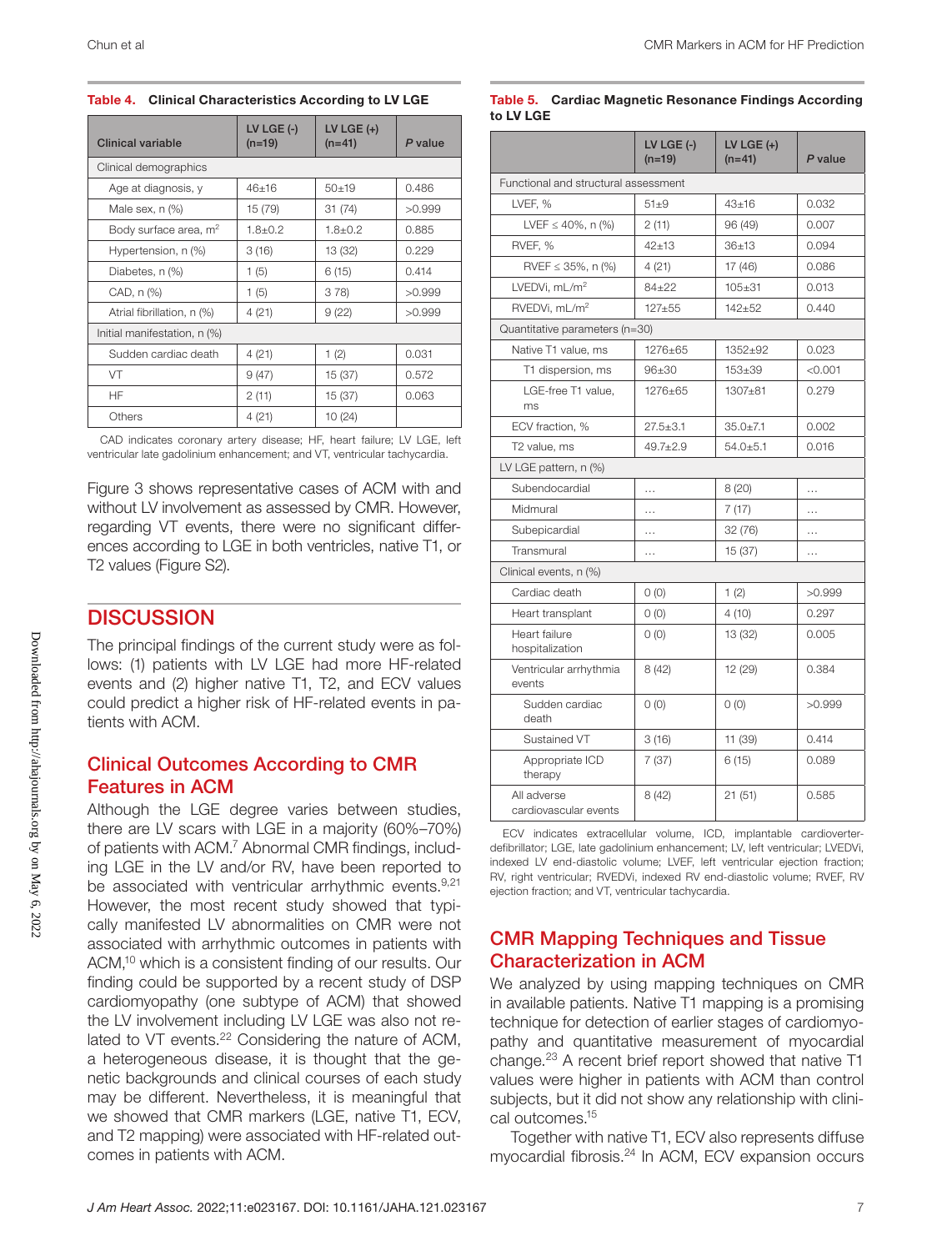**Table 4. Clinical Characteristics According to LV LGE**

| Clinical variable | LV LGE (-) (n=19) | LV LGE (+) (n=41) | *P* value |
|---|---|---|---|
| Clinical demographics | | | |
| Age at diagnosis, y | 46±16 | 50±19 | 0.486 |
| Male sex, n (%) | 15 (79) | 31 (74) | >0.999 |
| Body surface area, $m^2$ | 1.8±0.2 | 1.8±0.2 | 0.885 |
| Hypertension, n (%) | 3 (16) | 13 (32) | 0.229 |
| Diabetes, n (%) | 1 (5) | 6 (15) | 0.414 |
| CAD, n (%) | 1 (5) | 3 78) | >0.999 |
| Atrial fibrillation, n (%) | 4 (21) | 9 (22) | >0.999 |
| Initial manifestation, n (%) | | | |
| Sudden cardiac death | 4 (21) | 1 (2) | 0.031 |
| VT | 9 (47) | 15 (37) | 0.572 |
| HF | 2 (11) | 15 (37) | 0.063 |
| Others | 4 (21) | 10 (24) | |

CAD indicates coronary artery disease; HF, heart failure; LV LGE, left ventricular late gadolinium enhancement; and VT, ventricular tachycardia.

Figure 3 shows representative cases of ACM with and without LV involvement as assessed by CMR. However, regarding VT events, there were no significant differences according to LGE in both ventricles, native T1, or T2 values (Figure S2).

# DISCUSSION

The principal findings of the current study were as follows: (1) patients with LV LGE had more HF-related events and (2) higher native T1, T2, and ECV values could predict a higher risk of HF-related events in patients with ACM.

## Clinical Outcomes According to CMR Features in ACM

Although the LGE degree varies between studies, there are LV scars with LGE in a majority (60%–70%) of patients with ACM.[7] Abnormal CMR findings, including LGE in the LV and/or RV, have been reported to be associated with ventricular arrhythmic events.[9,21] However, the most recent study showed that typically manifested LV abnormalities on CMR were not associated with arrhythmic outcomes in patients with ACM,[10] which is a consistent finding of our results. Our finding could be supported by a recent study of DSP cardiomyopathy (one subtype of ACM) that showed the LV involvement including LV LGE was also not related to VT events.[22] Considering the nature of ACM, a heterogeneous disease, it is thought that the genetic backgrounds and clinical courses of each study may be different. Nevertheless, it is meaningful that we showed that CMR markers (LGE, native T1, ECV, and T2 mapping) were associated with HF-related outcomes in patients with ACM.

**Table 5. Cardiac Magnetic Resonance Findings According to LV LGE**

| | LV LGE (-) (n=19) | LV LGE (+) (n=41) | *P* value |
|---|---|---|---|
| Functional and structural assessment | | | |
| LVEF, % | 51±9 | 43±16 | 0.032 |
| LVEF ≤ 40%, n (%) | 2 (11) | 96 (49) | 0.007 |
| RVEF, % | 42±13 | 36±13 | 0.094 |
| RVEF ≤ 35%, n (%) | 4 (21) | 17 (46) | 0.086 |
| LVEDVi, mL/$m^2$ | 84±22 | 105±31 | 0.013 |
| RVEDVi, mL/$m^2$ | 127±55 | 142±52 | 0.440 |
| Quantitative parameters (n=30) | | | |
| Native T1 value, ms | 1276±65 | 1352±92 | 0.023 |
| T1 dispersion, ms | 96±30 | 153±39 | <0.001 |
| LGE-free T1 value, ms | 1276±65 | 1307±81 | 0.279 |
| ECV fraction, % | 27.5±3.1 | 35.0±7.1 | 0.002 |
| T2 value, ms | 49.7±2.9 | 54.0±5.1 | 0.016 |
| LV LGE pattern, n (%) | | | |
| Subendocardial | … | 8 (20) | … |
| Midmural | … | 7 (17) | … |
| Subepicardial | … | 32 (76) | … |
| Transmural | … | 15 (37) | … |
| Clinical events, n (%) | | | |
| Cardiac death | 0 (0) | 1 (2) | >0.999 |
| Heart transplant | 0 (0) | 4 (10) | 0.297 |
| Heart failure hospitalization | 0 (0) | 13 (32) | 0.005 |
| Ventricular arrhythmia events | 8 (42) | 12 (29) | 0.384 |
| Sudden cardiac death | 0 (0) | 0 (0) | >0.999 |
| Sustained VT | 3 (16) | 11 (39) | 0.414 |
| Appropriate ICD therapy | 7 (37) | 6 (15) | 0.089 |
| All adverse cardiovascular events | 8 (42) | 21 (51) | 0.585 |

ECV indicates extracellular volume, ICD, implantable cardioverter-defibrillator; LGE, late gadolinium enhancement; LV, left ventricular; LVEDVi, indexed LV end-diastolic volume; LVEF, left ventricular ejection fraction; RV, right ventricular; RVEDVi, indexed RV end-diastolic volume; RVEF, RV ejection fraction; and VT, ventricular tachycardia.

## CMR Mapping Techniques and Tissue Characterization in ACM

We analyzed by using mapping techniques on CMR in available patients. Native T1 mapping is a promising technique for detection of earlier stages of cardiomyopathy and quantitative measurement of myocardial change.[23] A recent brief report showed that native T1 values were higher in patients with ACM than control subjects, but it did not show any relationship with clinical outcomes.[15]

Together with native T1, ECV also represents diffuse myocardial fibrosis.[24] In ACM, ECV expansion occurs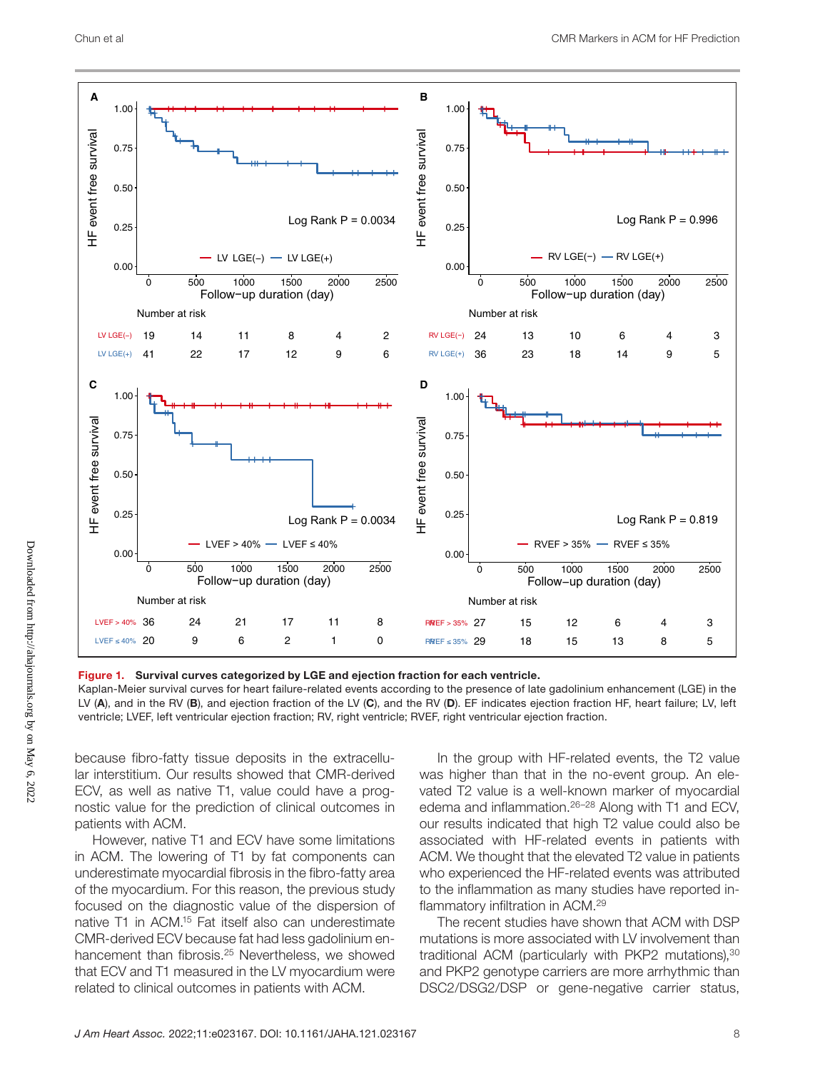Figure 1. **Survival curves categorized by LGE and ejection fraction for each ventricle.**

Kaplan-Meier survival curves for heart failure-related events according to the presence of late gadolinium enhancement (LGE) in the LV (A), and in the RV (B), and ejection fraction of the LV (C), and the RV (D). EF indicates ejection fraction HF, heart failure; LV, left ventricle; LVEF, left ventricular ejection fraction; RV, right ventricle; RVEF, right ventricular ejection fraction.

because fibro-fatty tissue deposits in the extracellular interstitium. Our results showed that CMR-derived ECV, as well as native T1, value could have a prognostic value for the prediction of clinical outcomes in patients with ACM.

However, native T1 and ECV have some limitations in ACM. The lowering of T1 by fat components can underestimate myocardial fibrosis in the fibro-fatty area of the myocardium. For this reason, the previous study focused on the diagnostic value of the dispersion of native T1 in ACM.[15] Fat itself also can underestimate CMR-derived ECV because fat had less gadolinium enhancement than fibrosis.[25] Nevertheless, we showed that ECV and T1 measured in the LV myocardium were related to clinical outcomes in patients with ACM.

In the group with HF-related events, the T2 value was higher than that in the no-event group. An elevated T2 value is a well-known marker of myocardial edema and inflammation.[26–28] Along with T1 and ECV, our results indicated that high T2 value could also be associated with HF-related events in patients with ACM. We thought that the elevated T2 value in patients who experienced the HF-related events was attributed to the inflammation as many studies have reported inflammatory infiltration in ACM.[29]

The recent studies have shown that ACM with DSP mutations is more associated with LV involvement than traditional ACM (particularly with PKP2 mutations),[30] and PKP2 genotype carriers are more arrhythmic than DSC2/DSG2/DSP or gene-negative carrier status,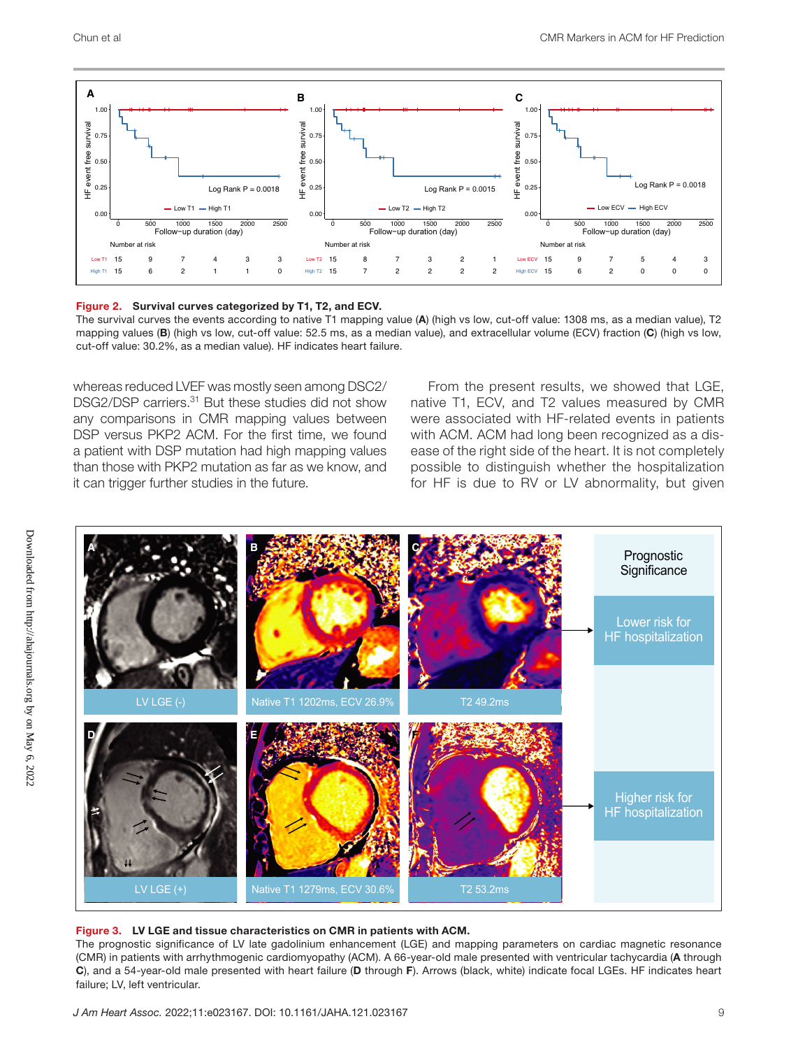**Figure 2. Survival curves categorized by T1, T2, and ECV.**

The survival curves the events according to native T1 mapping value (**A**) (high vs low, cut-off value: 1308 ms, as a median value), T2 mapping values (**B**) (high vs low, cut-off value: 52.5 ms, as a median value), and extracellular volume (ECV) fraction (**C**) (high vs low, cut-off value: 30.2%, as a median value). HF indicates heart failure.

whereas reduced LVEF was mostly seen among DSC2/DSG2/DSP carriers.[31] But these studies did not show any comparisons in CMR mapping values between DSP versus PKP2 ACM. For the first time, we found a patient with DSP mutation had high mapping values than those with PKP2 mutation as far as we know, and it can trigger further studies in the future.

From the present results, we showed that LGE, native T1, ECV, and T2 values measured by CMR were associated with HF-related events in patients with ACM. ACM had long been recognized as a disease of the right side of the heart. It is not completely possible to distinguish whether the hospitalization for HF is due to RV or LV abnormality, but given

**Figure 3. LV LGE and tissue characteristics on CMR in patients with ACM.**

The prognostic significance of LV late gadolinium enhancement (LGE) and mapping parameters on cardiac magnetic resonance (CMR) in patients with arrhythmogenic cardiomyopathy (ACM). A 66-year-old male presented with ventricular tachycardia (**A** through **C**), and a 54-year-old male presented with heart failure (**D** through **F**). Arrows (black, white) indicate focal LGEs. HF indicates heart failure; LV, left ventricular.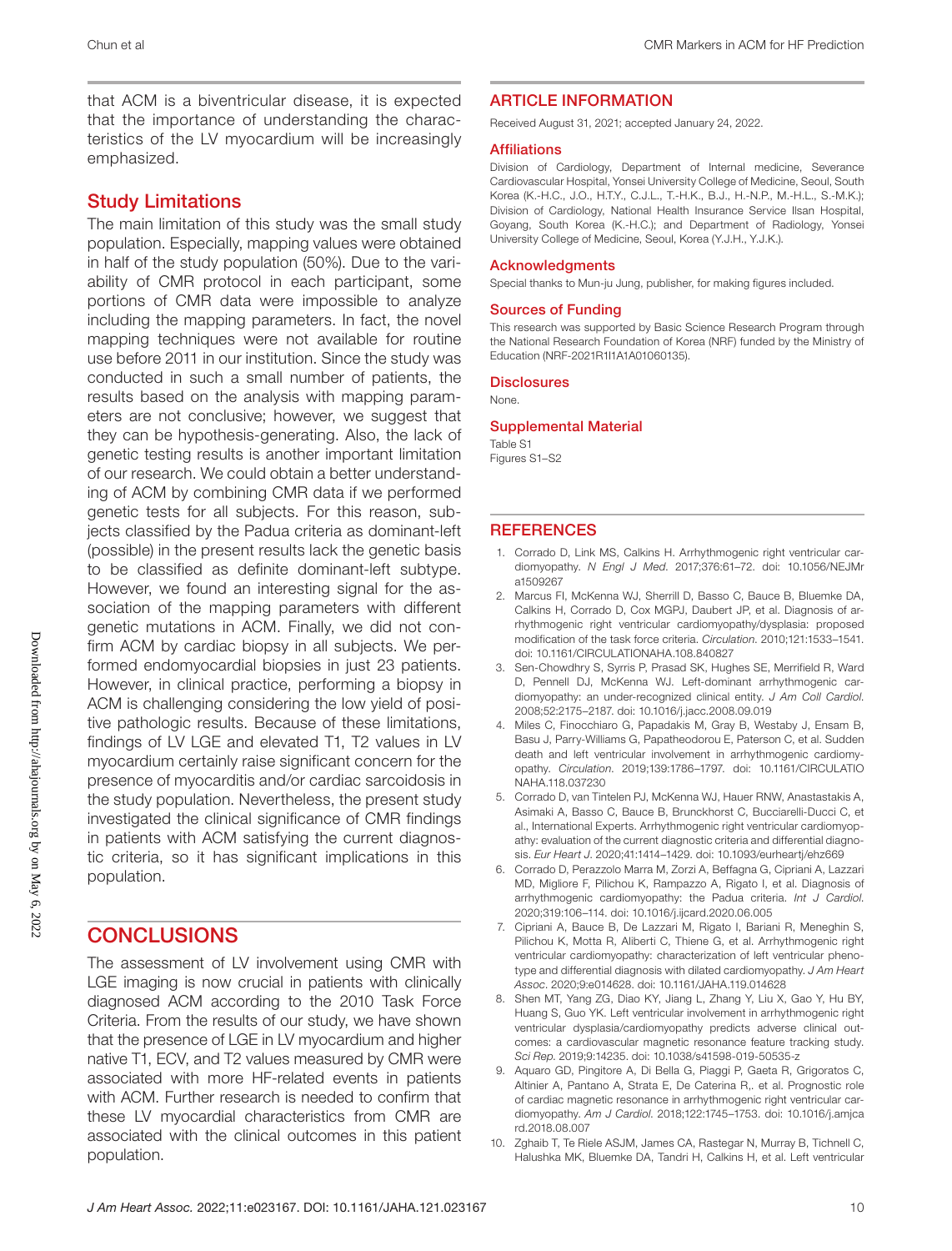that ACM is a biventricular disease, it is expected that the importance of understanding the characteristics of the LV myocardium will be increasingly emphasized.

## Study Limitations

The main limitation of this study was the small study population. Especially, mapping values were obtained in half of the study population (50%). Due to the variability of CMR protocol in each participant, some portions of CMR data were impossible to analyze including the mapping parameters. In fact, the novel mapping techniques were not available for routine use before 2011 in our institution. Since the study was conducted in such a small number of patients, the results based on the analysis with mapping parameters are not conclusive; however, we suggest that they can be hypothesis-generating. Also, the lack of genetic testing results is another important limitation of our research. We could obtain a better understanding of ACM by combining CMR data if we performed genetic tests for all subjects. For this reason, subjects classified by the Padua criteria as dominant-left (possible) in the present results lack the genetic basis to be classified as definite dominant-left subtype. However, we found an interesting signal for the association of the mapping parameters with different genetic mutations in ACM. Finally, we did not confirm ACM by cardiac biopsy in all subjects. We performed endomyocardial biopsies in just 23 patients. However, in clinical practice, performing a biopsy in ACM is challenging considering the low yield of positive pathologic results. Because of these limitations, findings of LV LGE and elevated T1, T2 values in LV myocardium certainly raise significant concern for the presence of myocarditis and/or cardiac sarcoidosis in the study population. Nevertheless, the present study investigated the clinical significance of CMR findings in patients with ACM satisfying the current diagnostic criteria, so it has significant implications in this population.

# CONCLUSIONS

The assessment of LV involvement using CMR with LGE imaging is now crucial in patients with clinically diagnosed ACM according to the 2010 Task Force Criteria. From the results of our study, we have shown that the presence of LGE in LV myocardium and higher native T1, ECV, and T2 values measured by CMR were associated with more HF-related events in patients with ACM. Further research is needed to confirm that these LV myocardial characteristics from CMR are associated with the clinical outcomes in this patient population.

# ARTICLE INFORMATION

Received August 31, 2021; accepted January 24, 2022.

### Affiliations

Division of Cardiology, Department of Internal medicine, Severance Cardiovascular Hospital, Yonsei University College of Medicine, Seoul, South Korea (K.-H.C., J.O., H.T.Y., C.J.L., T.-H.K., B.J., H.-N.P., M.-H.L., S.-M.K.); Division of Cardiology, National Health Insurance Service Ilsan Hospital, Goyang, South Korea (K.-H.C.); and Department of Radiology, Yonsei University College of Medicine, Seoul, Korea (Y.J.H., Y.J.K.).

### Acknowledgments

Special thanks to Mun-ju Jung, publisher, for making figures included.

### Sources of Funding

This research was supported by Basic Science Research Program through the National Research Foundation of Korea (NRF) funded by the Ministry of Education (NRF-2021R1I1A1A01060135).

### Disclosures

None.

### Supplemental Material

Table S1
Figures S1–S2

# REFERENCES

1. Corrado D, Link MS, Calkins H. Arrhythmogenic right ventricular cardiomyopathy. *N Engl J Med.* 2017;376:61–72. doi: 10.1056/NEJMra1509267
2. Marcus FI, McKenna WJ, Sherrill D, Basso C, Bauce B, Bluemke DA, Calkins H, Corrado D, Cox MGPJ, Daubert JP, et al. Diagnosis of arrhythmogenic right ventricular cardiomyopathy/dysplasia: proposed modification of the task force criteria. *Circulation.* 2010;121:1533–1541. doi: 10.1161/CIRCULATIONAHA.108.840827
3. Sen-Chowdhry S, Syrris P, Prasad SK, Hughes SE, Merrifield R, Ward D, Pennell DJ, McKenna WJ. Left-dominant arrhythmogenic cardiomyopathy: an under-recognized clinical entity. *J Am Coll Cardiol.* 2008;52:2175–2187. doi: 10.1016/j.jacc.2008.09.019
4. Miles C, Finocchiaro G, Papadakis M, Gray B, Westaby J, Ensam B, Basu J, Parry-Williams G, Papatheodorou E, Paterson C, et al. Sudden death and left ventricular involvement in arrhythmogenic cardiomyopathy. *Circulation.* 2019;139:1786–1797. doi: 10.1161/CIRCULATIONAHA.118.037230
5. Corrado D, van Tintelen PJ, McKenna WJ, Hauer RNW, Anastastakis A, Asimaki A, Basso C, Bauce B, Brunckhorst C, Bucciarelli-Ducci C, et al., International Experts. Arrhythmogenic right ventricular cardiomyopathy: evaluation of the current diagnostic criteria and differential diagnosis. *Eur Heart J.* 2020;41:1414–1429. doi: 10.1093/eurheartj/ehz669
6. Corrado D, Perazzolo Marra M, Zorzi A, Beffagna G, Cipriani A, Lazzari MD, Migliore F, Pilichou K, Rampazzo A, Rigato I, et al. Diagnosis of arrhythmogenic cardiomyopathy: the Padua criteria. *Int J Cardiol.* 2020;319:106–114. doi: 10.1016/j.ijcard.2020.06.005
7. Cipriani A, Bauce B, De Lazzari M, Rigato I, Bariani R, Meneghin S, Pilichou K, Motta R, Aliberti C, Thiene G, et al. Arrhythmogenic right ventricular cardiomyopathy: characterization of left ventricular phenotype and differential diagnosis with dilated cardiomyopathy. *J Am Heart Assoc.* 2020;9:e014628. doi: 10.1161/JAHA.119.014628
8. Shen MT, Yang ZG, Diao KY, Jiang L, Zhang Y, Liu X, Gao Y, Hu BY, Huang S, Guo YK. Left ventricular involvement in arrhythmogenic right ventricular dysplasia/cardiomyopathy predicts adverse clinical outcomes: a cardiovascular magnetic resonance feature tracking study. *Sci Rep.* 2019;9:14235. doi: 10.1038/s41598-019-50535-z
9. Aquaro GD, Pingitore A, Di Bella G, Piaggi P, Gaeta R, Grigoratos C, Altinier A, Pantano A, Strata E, De Caterina R,. et al. Prognostic role of cardiac magnetic resonance in arrhythmogenic right ventricular cardiomyopathy. *Am J Cardiol.* 2018;122:1745–1753. doi: 10.1016/j.amjcard.2018.08.007
10. Zghaib T, Te Riele ASJM, James CA, Rastegar N, Murray B, Tichnell C, Halushka MK, Bluemke DA, Tandri H, Calkins H, et al. Left ventricular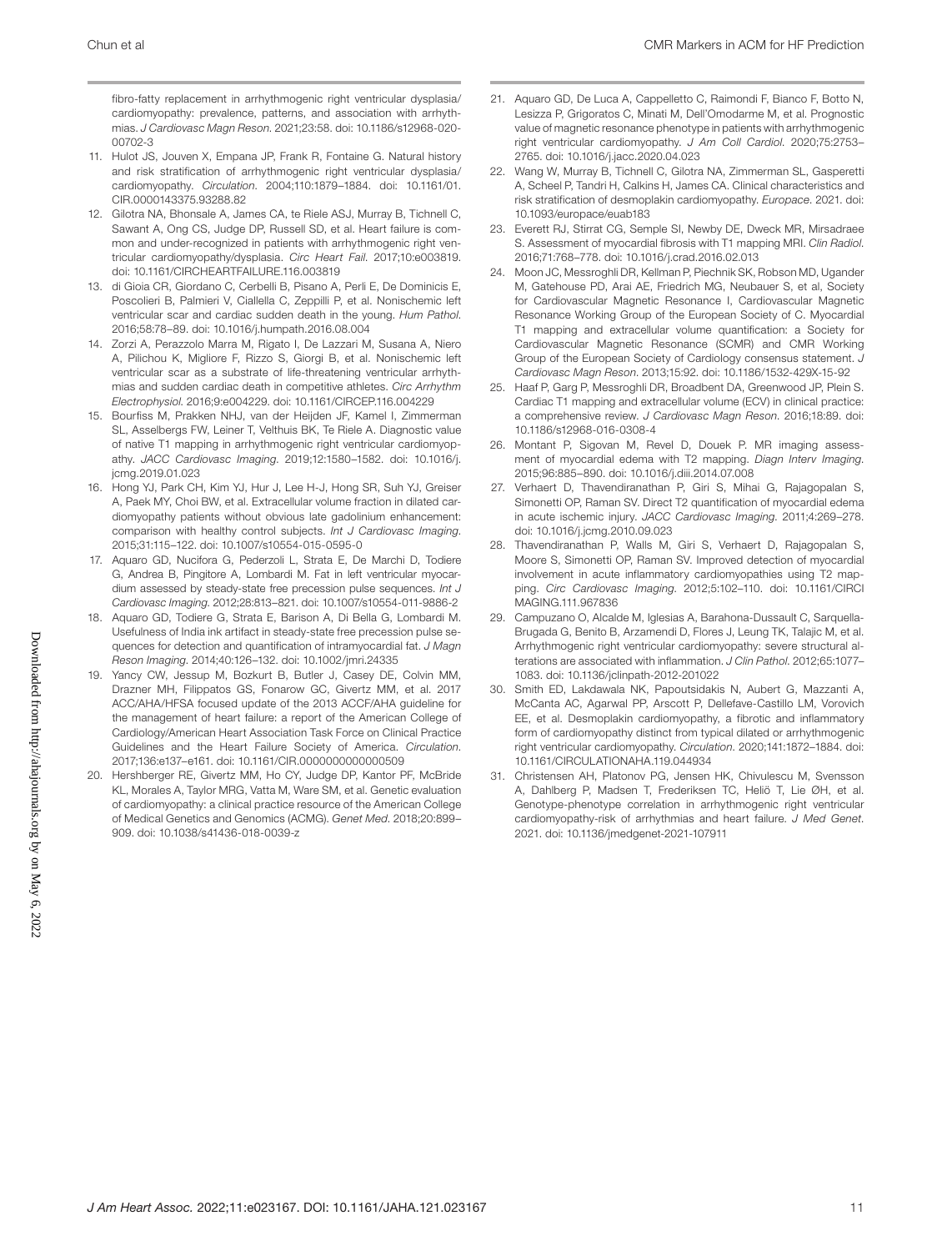fibro-fatty replacement in arrhythmogenic right ventricular dysplasia/cardiomyopathy: prevalence, patterns, and association with arrhythmias. *J Cardiovasc Magn Reson*. 2021;23:58. doi: 10.1186/s12968-020-00702-3

11. Hulot JS, Jouven X, Empana JP, Frank R, Fontaine G. Natural history and risk stratification of arrhythmogenic right ventricular dysplasia/cardiomyopathy. *Circulation*. 2004;110:1879–1884. doi: 10.1161/01.CIR.0000143375.93288.82
12. Gilotra NA, Bhonsale A, James CA, te Riele ASJ, Murray B, Tichnell C, Sawant A, Ong CS, Judge DP, Russell SD, et al. Heart failure is common and under-recognized in patients with arrhythmogenic right ventricular cardiomyopathy/dysplasia. *Circ Heart Fail*. 2017;10:e003819. doi: 10.1161/CIRCHEARTFAILURE.116.003819
13. di Gioia CR, Giordano C, Cerbelli B, Pisano A, Perli E, De Dominicis E, Poscolieri B, Palmieri V, Ciallella C, Zeppilli P, et al. Nonischemic left ventricular scar and cardiac sudden death in the young. *Hum Pathol*. 2016;58:78–89. doi: 10.1016/j.humpath.2016.08.004
14. Zorzi A, Perazzolo Marra M, Rigato I, De Lazzari M, Susana A, Niero A, Pilichou K, Migliore F, Rizzo S, Giorgi B, et al. Nonischemic left ventricular scar as a substrate of life-threatening ventricular arrhythmias and sudden cardiac death in competitive athletes. *Circ Arrhythm Electrophysiol*. 2016;9:e004229. doi: 10.1161/CIRCEP.116.004229
15. Bourfiss M, Prakken NHJ, van der Heijden JF, Kamel I, Zimmerman SL, Asselbergs FW, Leiner T, Velthuis BK, Te Riele A. Diagnostic value of native T1 mapping in arrhythmogenic right ventricular cardiomyopathy. *JACC Cardiovasc Imaging*. 2019;12:1580–1582. doi: 10.1016/j.jcmg.2019.01.023
16. Hong YJ, Park CH, Kim YJ, Hur J, Lee H-J, Hong SR, Suh YJ, Greiser A, Paek MY, Choi BW, et al. Extracellular volume fraction in dilated cardiomyopathy patients without obvious late gadolinium enhancement: comparison with healthy control subjects. *Int J Cardiovasc Imaging*. 2015;31:115–122. doi: 10.1007/s10554-015-0595-0
17. Aquaro GD, Nucifora G, Pederzoli L, Strata E, De Marchi D, Todiere G, Andrea B, Pingitore A, Lombardi M. Fat in left ventricular myocardium assessed by steady-state free precession pulse sequences. *Int J Cardiovasc Imaging*. 2012;28:813–821. doi: 10.1007/s10554-011-9886-2
18. Aquaro GD, Todiere G, Strata E, Barison A, Di Bella G, Lombardi M. Usefulness of India ink artifact in steady-state free precession pulse sequences for detection and quantification of intramyocardial fat. *J Magn Reson Imaging*. 2014;40:126–132. doi: 10.1002/jmri.24335
19. Yancy CW, Jessup M, Bozkurt B, Butler J, Casey DE, Colvin MM, Drazner MH, Filippatos GS, Fonarow GC, Givertz MM, et al. 2017 ACC/AHA/HFSA focused update of the 2013 ACCF/AHA guideline for the management of heart failure: a report of the American College of Cardiology/American Heart Association Task Force on Clinical Practice Guidelines and the Heart Failure Society of America. *Circulation*. 2017;136:e137–e161. doi: 10.1161/CIR.0000000000000509
20. Hershberger RE, Givertz MM, Ho CY, Judge DP, Kantor PF, McBride KL, Morales A, Taylor MRG, Vatta M, Ware SM, et al. Genetic evaluation of cardiomyopathy: a clinical practice resource of the American College of Medical Genetics and Genomics (ACMG). *Genet Med*. 2018;20:899–909. doi: 10.1038/s41436-018-0039-z
21. Aquaro GD, De Luca A, Cappelletto C, Raimondi F, Bianco F, Botto N, Lesizza P, Grigoratos C, Minati M, Dell'Omodarme M, et al. Prognostic value of magnetic resonance phenotype in patients with arrhythmogenic right ventricular cardiomyopathy. *J Am Coll Cardiol*. 2020;75:2753–2765. doi: 10.1016/j.jacc.2020.04.023
22. Wang W, Murray B, Tichnell C, Gilotra NA, Zimmerman SL, Gasperetti A, Scheel P, Tandri H, Calkins H, James CA. Clinical characteristics and risk stratification of desmoplakin cardiomyopathy. *Europace*. 2021. doi: 10.1093/europace/euab183
23. Everett RJ, Stirrat CG, Semple SI, Newby DE, Dweck MR, Mirsadraee S. Assessment of myocardial fibrosis with T1 mapping MRI. *Clin Radiol*. 2016;71:768–778. doi: 10.1016/j.crad.2016.02.013
24. Moon JC, Messroghli DR, Kellman P, Piechnik SK, Robson MD, Ugander M, Gatehouse PD, Arai AE, Friedrich MG, Neubauer S, et al, Society for Cardiovascular Magnetic Resonance I, Cardiovascular Magnetic Resonance Working Group of the European Society of C. Myocardial T1 mapping and extracellular volume quantification: a Society for Cardiovascular Magnetic Resonance (SCMR) and CMR Working Group of the European Society of Cardiology consensus statement. *J Cardiovasc Magn Reson*. 2013;15:92. doi: 10.1186/1532-429X-15-92
25. Haaf P, Garg P, Messroghli DR, Broadbent DA, Greenwood JP, Plein S. Cardiac T1 mapping and extracellular volume (ECV) in clinical practice: a comprehensive review. *J Cardiovasc Magn Reson*. 2016;18:89. doi: 10.1186/s12968-016-0308-4
26. Montant P, Sigovan M, Revel D, Douek P. MR imaging assessment of myocardial edema with T2 mapping. *Diagn Interv Imaging*. 2015;96:885–890. doi: 10.1016/j.diii.2014.07.008
27. Verhaert D, Thavendiranathan P, Giri S, Mihai G, Rajagopalan S, Simonetti OP, Raman SV. Direct T2 quantification of myocardial edema in acute ischemic injury. *JACC Cardiovasc Imaging*. 2011;4:269–278. doi: 10.1016/j.jcmg.2010.09.023
28. Thavendiranathan P, Walls M, Giri S, Verhaert D, Rajagopalan S, Moore S, Simonetti OP, Raman SV. Improved detection of myocardial involvement in acute inflammatory cardiomyopathies using T2 mapping. *Circ Cardiovasc Imaging*. 2012;5:102–110. doi: 10.1161/CIRCIMAGING.111.967836
29. Campuzano O, Alcalde M, Iglesias A, Barahona-Dussault C, Sarquella-Brugada G, Benito B, Arzamendi D, Flores J, Leung TK, Talajic M, et al. Arrhythmogenic right ventricular cardiomyopathy: severe structural alterations are associated with inflammation. *J Clin Pathol*. 2012;65:1077–1083. doi: 10.1136/jclinpath-2012-201022
30. Smith ED, Lakdawala NK, Papoutsidakis N, Aubert G, Mazzanti A, McCanta AC, Agarwal PP, Arscott P, Dellefave-Castillo LM, Vorovich EE, et al. Desmoplakin cardiomyopathy, a fibrotic and inflammatory form of cardiomyopathy distinct from typical dilated or arrhythmogenic right ventricular cardiomyopathy. *Circulation*. 2020;141:1872–1884. doi: 10.1161/CIRCULATIONAHA.119.044934
31. Christensen AH, Platonov PG, Jensen HK, Chivulescu M, Svensson A, Dahlberg P, Madsen T, Frederiksen TC, Heliö T, Lie ØH, et al. Genotype-phenotype correlation in arrhythmogenic right ventricular cardiomyopathy-risk of arrhythmias and heart failure. *J Med Genet*. 2021. doi: 10.1136/jmedgenet-2021-107911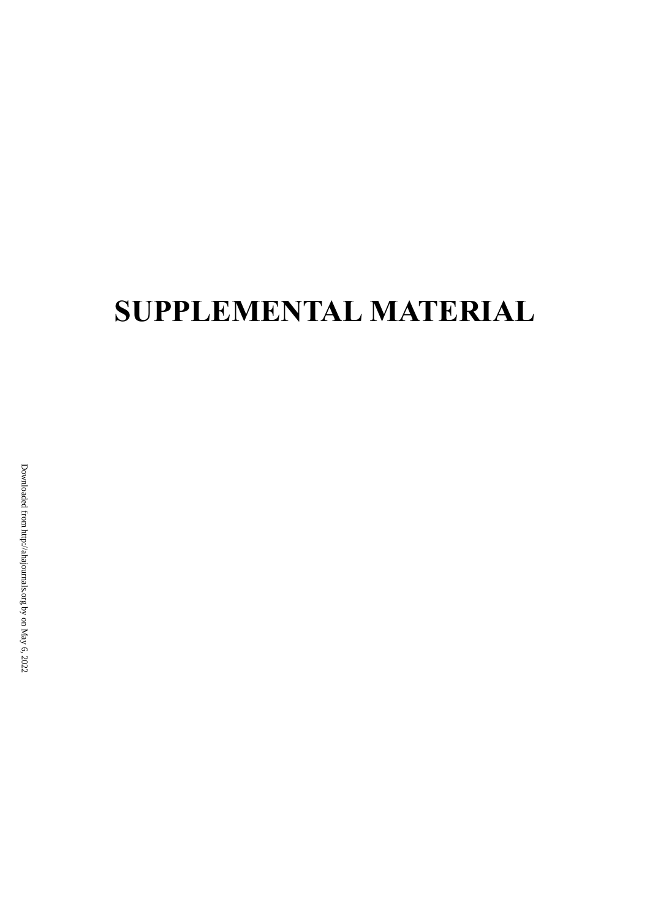# SUPPLEMENTAL MATERIAL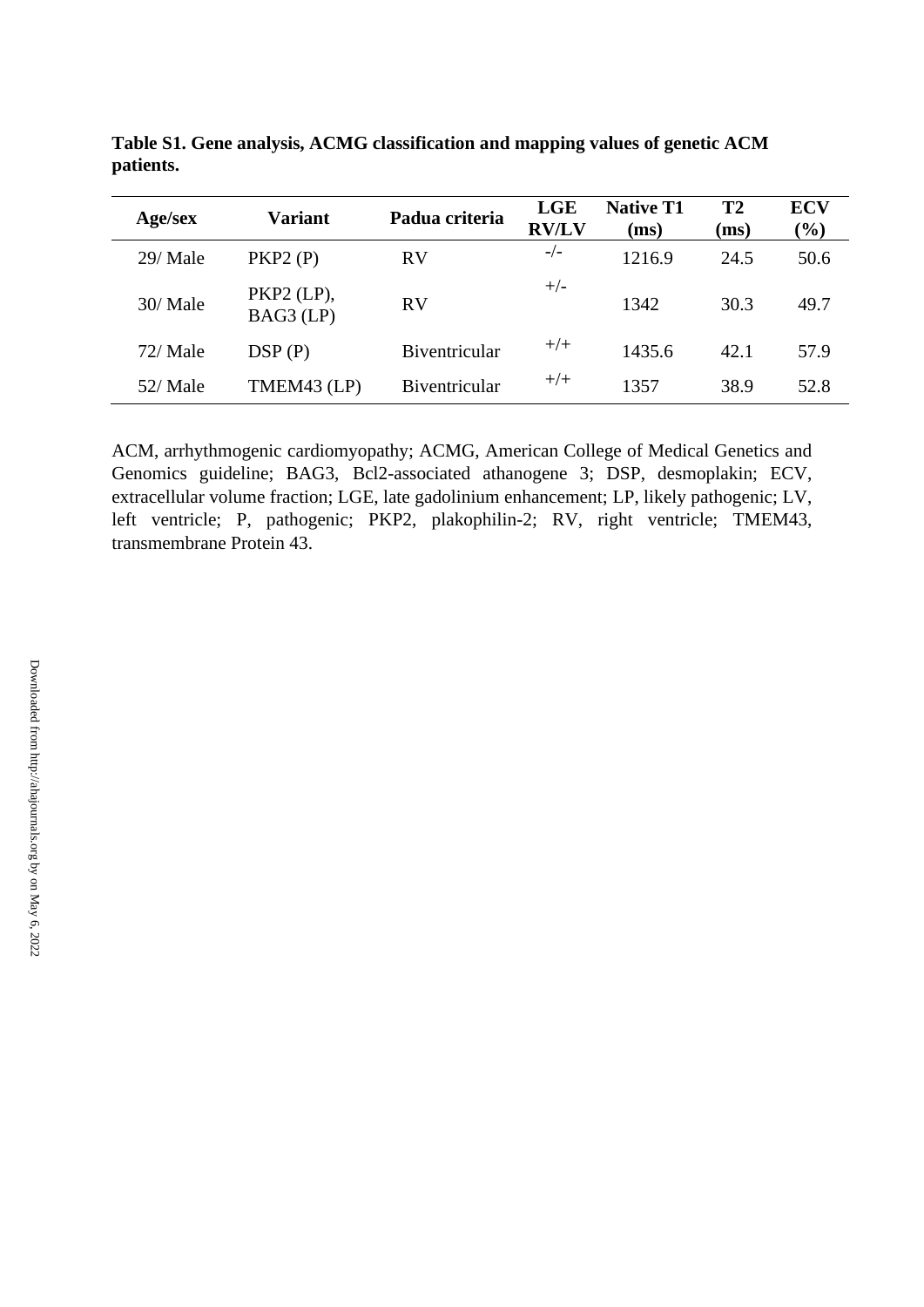**Table S1. Gene analysis, ACMG classification and mapping values of genetic ACM patients.**

| Age/sex | Variant | Padua criteria | LGE RV/LV | Native T1 (ms) | T2 (ms) | ECV (%) |
|---|---|---|---|---|---|---|
| 29/ Male | PKP2 (P) | RV | -/- | 1216.9 | 24.5 | 50.6 |
| 30/ Male | PKP2 (LP), BAG3 (LP) | RV | +/- | 1342 | 30.3 | 49.7 |
| 72/ Male | DSP (P) | Biventricular | +/+ | 1435.6 | 42.1 | 57.9 |
| 52/ Male | TMEM43 (LP) | Biventricular | +/+ | 1357 | 38.9 | 52.8 |

ACM, arrhythmogenic cardiomyopathy; ACMG, American College of Medical Genetics and Genomics guideline; BAG3, Bcl2-associated athanogene 3; DSP, desmoplakin; ECV, extracellular volume fraction; LGE, late gadolinium enhancement; LP, likely pathogenic; LV, left ventricle; P, pathogenic; PKP2, plakophilin-2; RV, right ventricle; TMEM43, transmembrane Protein 43.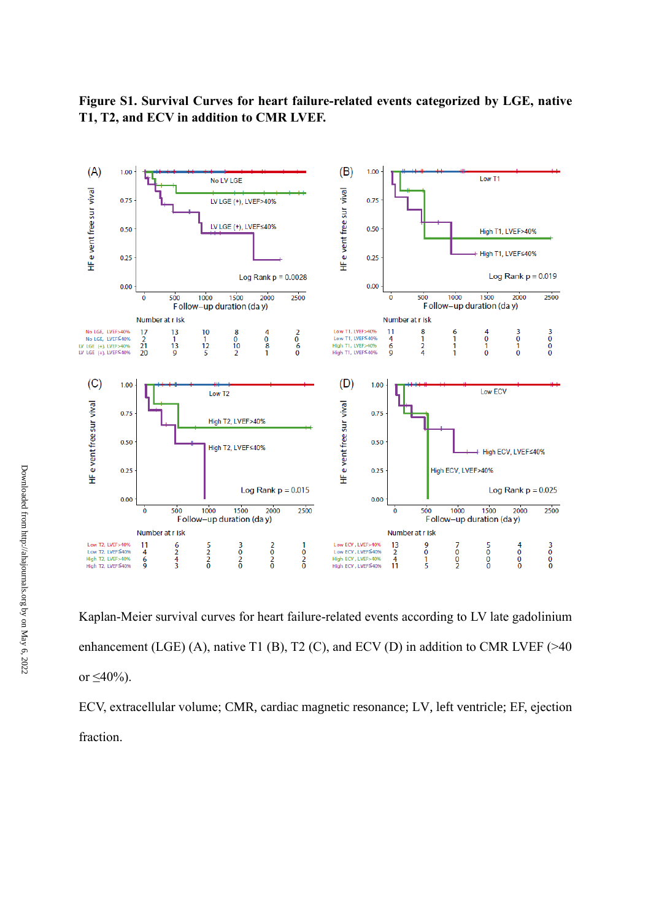**Figure S1. Survival Curves for heart failure-related events categorized by LGE, native T1, T2, and ECV in addition to CMR LVEF.**

Kaplan-Meier survival curves for heart failure-related events according to LV late gadolinium enhancement (LGE) (A), native T1 (B), T2 (C), and ECV (D) in addition to CMR LVEF (>40 or ≤40%).

ECV, extracellular volume; CMR, cardiac magnetic resonance; LV, left ventricle; EF, ejection fraction.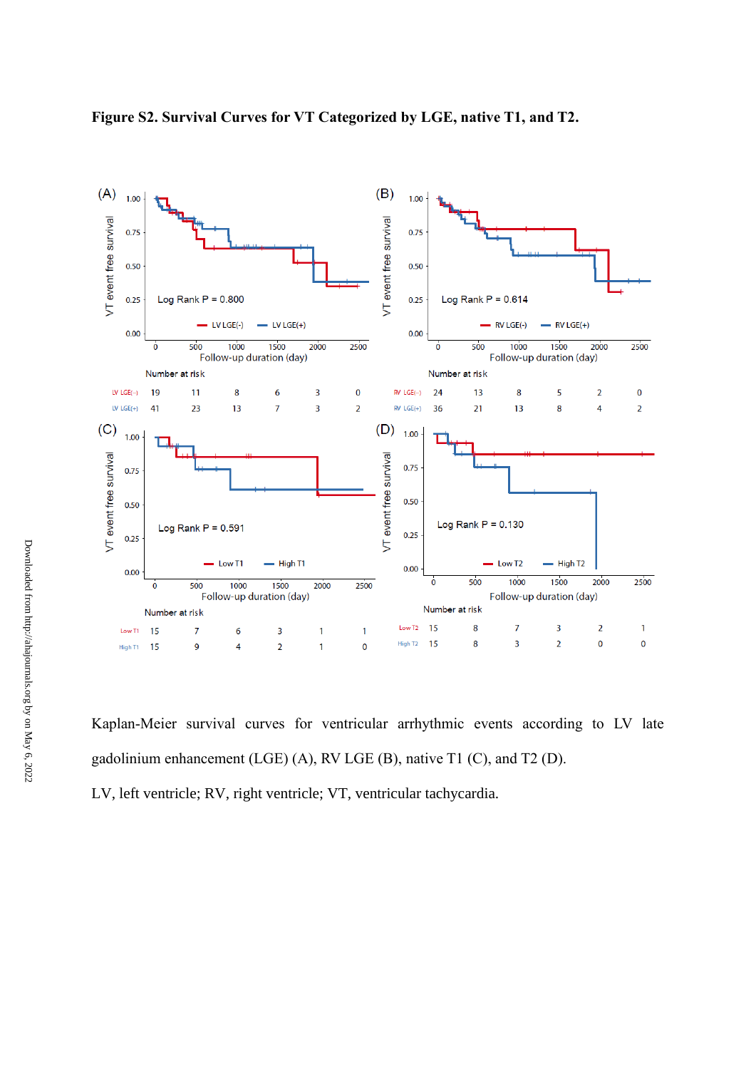**Figure S2. Survival Curves for VT Categorized by LGE, native T1, and T2.**

(A)

VT event free survival

1.00
0.75
0.50
0.25
0.00

Log Rank P = 0.800

LV LGE(-) LV LGE(+)

0 500 1000 1500 2000 2500

Follow-up duration (day)

Number at risk

LV LGE(-) 19 11 8 6 3 0

LV LGE(+) 41 23 13 7 3 2

(B)

VT event free survival

1.00
0.75
0.50
0.25
0.00

Log Rank P = 0.614

RV LGE(-) RV LGE(+)

0 500 1000 1500 2000 2500

Follow-up duration (day)

Number at risk

RV LGE(-) 24 13 8 5 2 0

RV LGE(+) 36 21 13 8 4 2

(C)

VT event free survival

1.00
0.75
0.50
0.25
0.00

Log Rank P = 0.591

Low T1 High T1

0 500 1000 1500 2000 2500

Follow-up duration (day)

Number at risk

Low T1 15 7 6 3 1 1

High T1 15 9 4 2 1 0

(D)

VT event free survival

1.00
0.75
0.50
0.25
0.00

Log Rank P = 0.130

Low T2 High T2

0 500 1000 1500 2000 2500

Follow-up duration (day)

Number at risk

Low T2 15 8 7 3 2 1

High T2 15 8 3 2 0 0

Kaplan-Meier survival curves for ventricular arrhythmic events according to LV late gadolinium enhancement (LGE) (A), RV LGE (B), native T1 (C), and T2 (D).

LV, left ventricle; RV, right ventricle; VT, ventricular tachycardia.